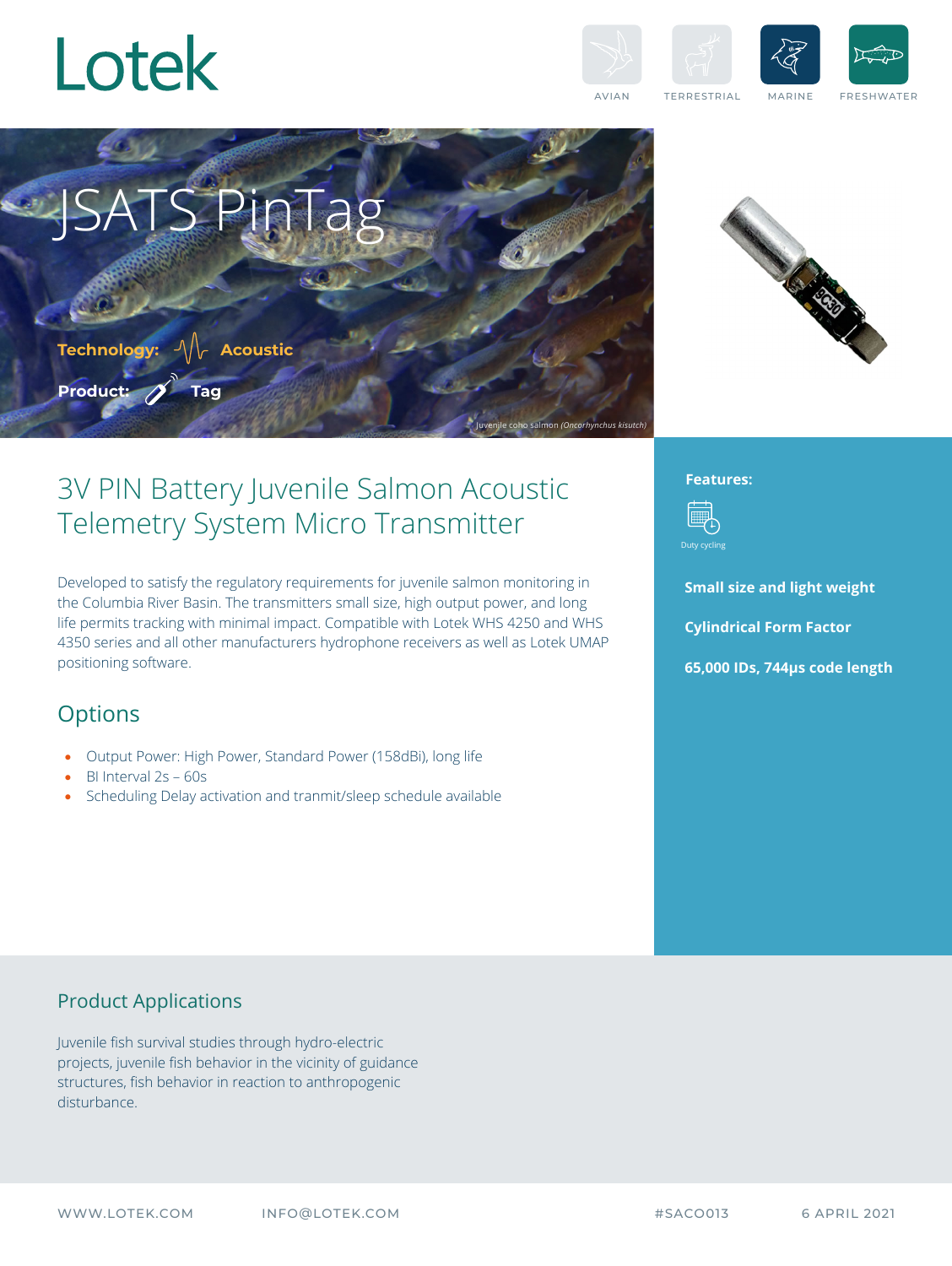Lotek

AVIAN TERRESTRIAL MARINE FRESHWATER

# JSATS PinTag

**Technology:** Acoustic

**Product:** Tag

Juvenile coho salmon *(Oncorhynchus kisutch)*

## 3V PIN Battery Juvenile Salmon Acoustic Telemetry System Micro Transmitter

Developed to satisfy the regulatory requirements for juvenile salmon monitoring in the Columbia River Basin. The transmitters small size, high output power, and long life permits tracking with minimal impact. Compatible with Lotek WHS 4250 and WHS 4350 series and all other manufacturers hydrophone receivers as well as Lotek UMAP positioning software.

## Options

- Output Power: High Power, Standard Power (158dBi), long life
- BI Interval 2s – 60s
- Scheduling Delay activation and tranmit/sleep schedule available

**Features:**

Duty cycling

**Small size and light weight**

**Cylindrical Form Factor**

**65,000 IDs, 744μs code length**

## Product Applications

Juvenile fish survival studies through hydro-electric projects, juvenile fish behavior in the vicinity of guidance structures, fish behavior in reaction to anthropogenic disturbance.

WWW.LOTEK.COM INFO@LOTEK.COM #SACO013 6 APRIL 2021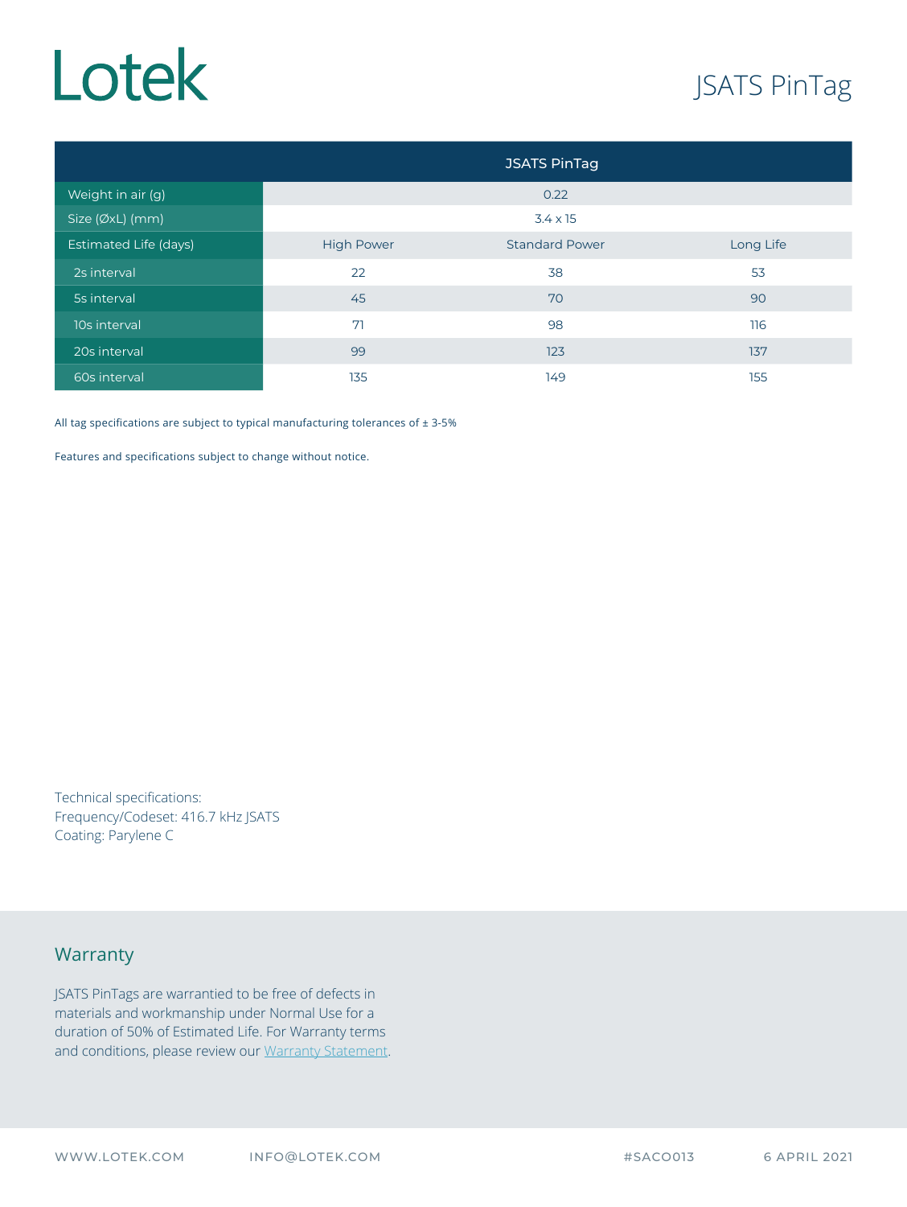# Lotek

## JSATS PinTag

| | JSATS PinTag | | |
|---|---|---|---|
| Weight in air (g) | 0.22 | | |
| Size (ØxL) (mm) | 3.4 x 15 | | |
| Estimated Life (days) | High Power | Standard Power | Long Life |
| 2s interval | 22 | 38 | 53 |
| 5s interval | 45 | 70 | 90 |
| 10s interval | 71 | 98 | 116 |
| 20s interval | 99 | 123 | 137 |
| 60s interval | 135 | 149 | 155 |

All tag specifications are subject to typical manufacturing tolerances of ± 3-5%

Features and specifications subject to change without notice.

Technical specifications:
Frequency/Codeset: 416.7 kHz JSATS
Coating: Parylene C

## Warranty

JSATS PinTags are warrantied to be free of defects in materials and workmanship under Normal Use for a duration of 50% of Estimated Life. For Warranty terms and conditions, please review our Warranty Statement.

WWW.LOTEK.COM INFO@LOTEK.COM #SACO013 6 APRIL 2021